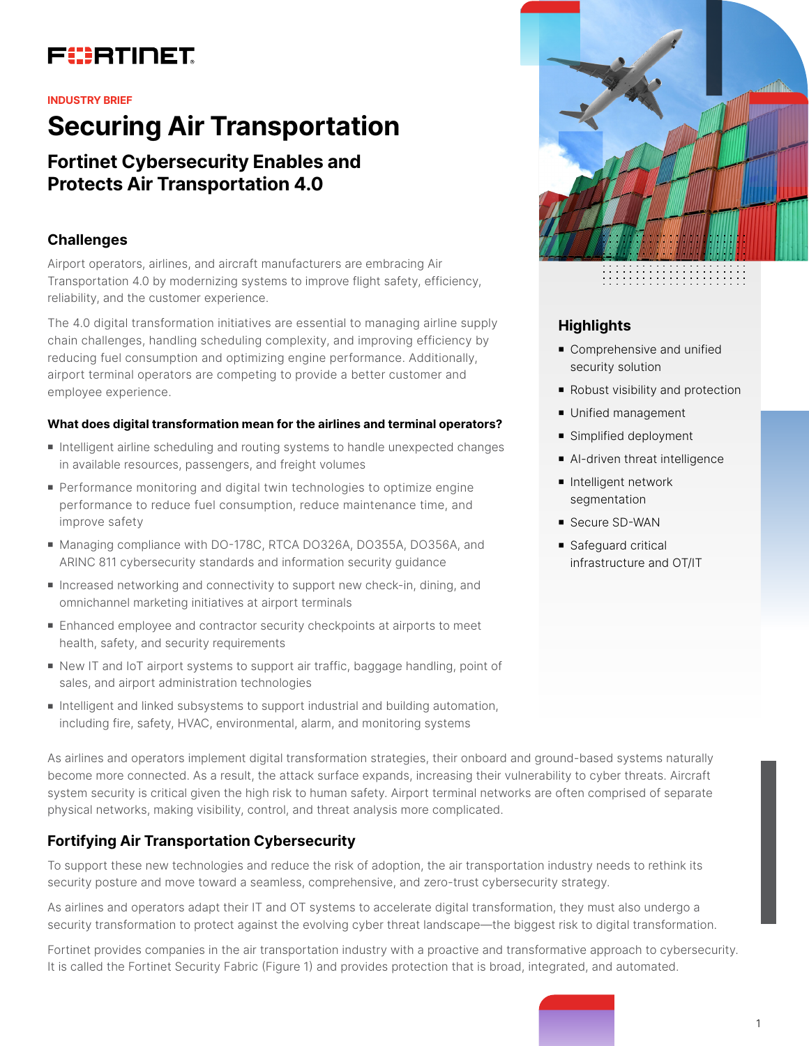FORTINET

INDUSTRY BRIEF

# Securing Air Transportation

## Fortinet Cybersecurity Enables and Protects Air Transportation 4.0

### Challenges

Airport operators, airlines, and aircraft manufacturers are embracing Air Transportation 4.0 by modernizing systems to improve flight safety, efficiency, reliability, and the customer experience.

The 4.0 digital transformation initiatives are essential to managing airline supply chain challenges, handling scheduling complexity, and improving efficiency by reducing fuel consumption and optimizing engine performance. Additionally, airport terminal operators are competing to provide a better customer and employee experience.

**What does digital transformation mean for the airlines and terminal operators?**

- Intelligent airline scheduling and routing systems to handle unexpected changes in available resources, passengers, and freight volumes
- Performance monitoring and digital twin technologies to optimize engine performance to reduce fuel consumption, reduce maintenance time, and improve safety
- Managing compliance with DO-178C, RTCA DO326A, DO355A, DO356A, and ARINC 811 cybersecurity standards and information security guidance
- Increased networking and connectivity to support new check-in, dining, and omnichannel marketing initiatives at airport terminals
- Enhanced employee and contractor security checkpoints at airports to meet health, safety, and security requirements
- New IT and IoT airport systems to support air traffic, baggage handling, point of sales, and airport administration technologies
- Intelligent and linked subsystems to support industrial and building automation, including fire, safety, HVAC, environmental, alarm, and monitoring systems

### Highlights

- Comprehensive and unified security solution
- Robust visibility and protection
- Unified management
- Simplified deployment
- AI-driven threat intelligence
- Intelligent network segmentation
- Secure SD-WAN
- Safeguard critical infrastructure and OT/IT

As airlines and operators implement digital transformation strategies, their onboard and ground-based systems naturally become more connected. As a result, the attack surface expands, increasing their vulnerability to cyber threats. Aircraft system security is critical given the high risk to human safety. Airport terminal networks are often comprised of separate physical networks, making visibility, control, and threat analysis more complicated.

### Fortifying Air Transportation Cybersecurity

To support these new technologies and reduce the risk of adoption, the air transportation industry needs to rethink its security posture and move toward a seamless, comprehensive, and zero-trust cybersecurity strategy.

As airlines and operators adapt their IT and OT systems to accelerate digital transformation, they must also undergo a security transformation to protect against the evolving cyber threat landscape—the biggest risk to digital transformation.

Fortinet provides companies in the air transportation industry with a proactive and transformative approach to cybersecurity. It is called the Fortinet Security Fabric (Figure 1) and provides protection that is broad, integrated, and automated.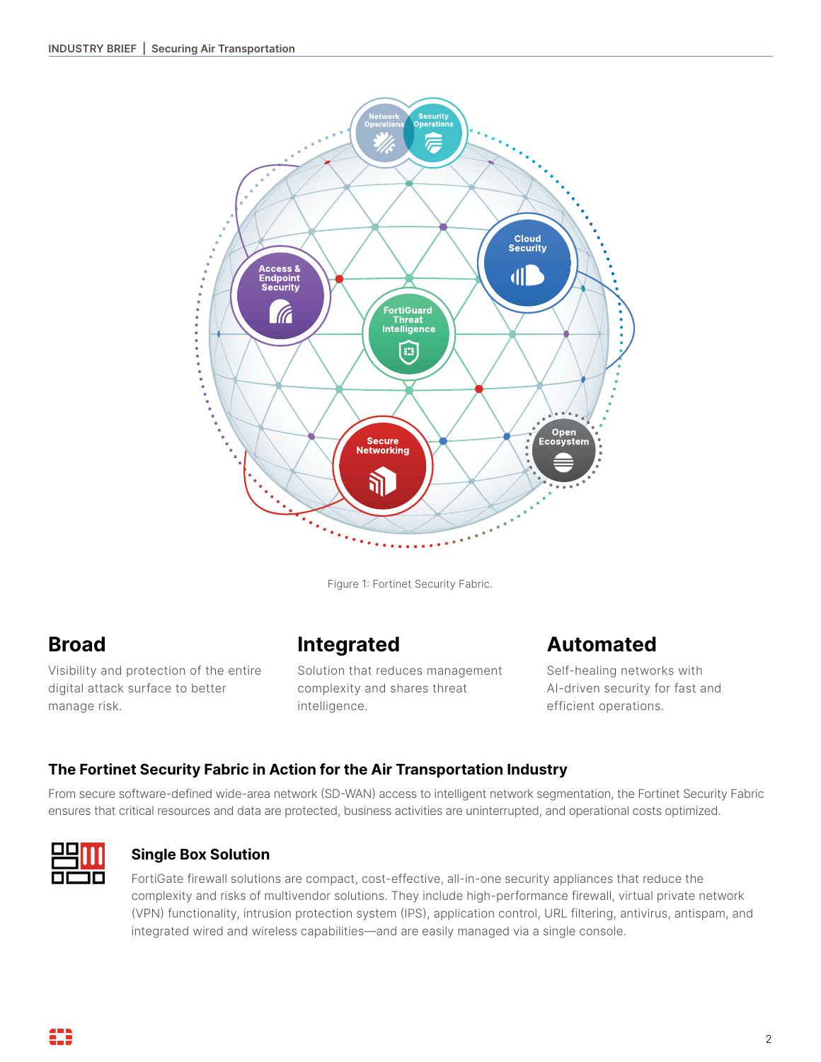Figure 1: Fortinet Security Fabric.

## Broad

Visibility and protection of the entire digital attack surface to better manage risk.

## Integrated

Solution that reduces management complexity and shares threat intelligence.

## Automated

Self-healing networks with AI-driven security for fast and efficient operations.

### The Fortinet Security Fabric in Action for the Air Transportation Industry

From secure software-defined wide-area network (SD-WAN) access to intelligent network segmentation, the Fortinet Security Fabric ensures that critical resources and data are protected, business activities are uninterrupted, and operational costs optimized.

#### Single Box Solution

FortiGate firewall solutions are compact, cost-effective, all-in-one security appliances that reduce the complexity and risks of multivendor solutions. They include high-performance firewall, virtual private network (VPN) functionality, intrusion protection system (IPS), application control, URL filtering, antivirus, antispam, and integrated wired and wireless capabilities—and are easily managed via a single console.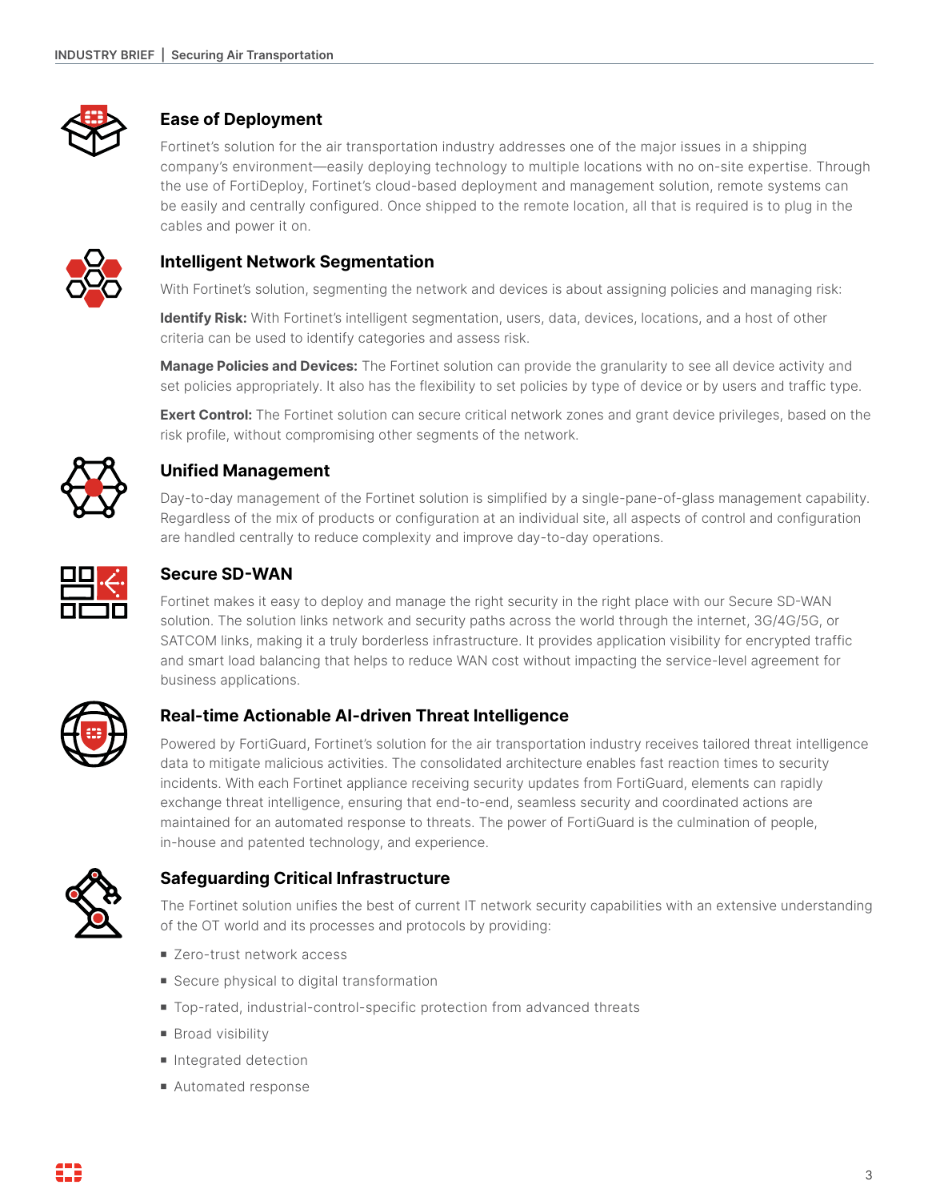### Ease of Deployment

Fortinet's solution for the air transportation industry addresses one of the major issues in a shipping company's environment—easily deploying technology to multiple locations with no on-site expertise. Through the use of FortiDeploy, Fortinet's cloud-based deployment and management solution, remote systems can be easily and centrally configured. Once shipped to the remote location, all that is required is to plug in the cables and power it on.

### Intelligent Network Segmentation

With Fortinet's solution, segmenting the network and devices is about assigning policies and managing risk:

**Identify Risk:** With Fortinet's intelligent segmentation, users, data, devices, locations, and a host of other criteria can be used to identify categories and assess risk.

**Manage Policies and Devices:** The Fortinet solution can provide the granularity to see all device activity and set policies appropriately. It also has the flexibility to set policies by type of device or by users and traffic type.

**Exert Control:** The Fortinet solution can secure critical network zones and grant device privileges, based on the risk profile, without compromising other segments of the network.

### Unified Management

Day-to-day management of the Fortinet solution is simplified by a single-pane-of-glass management capability. Regardless of the mix of products or configuration at an individual site, all aspects of control and configuration are handled centrally to reduce complexity and improve day-to-day operations.

### Secure SD-WAN

Fortinet makes it easy to deploy and manage the right security in the right place with our Secure SD-WAN solution. The solution links network and security paths across the world through the internet, 3G/4G/5G, or SATCOM links, making it a truly borderless infrastructure. It provides application visibility for encrypted traffic and smart load balancing that helps to reduce WAN cost without impacting the service-level agreement for business applications.

### Real-time Actionable AI-driven Threat Intelligence

Powered by FortiGuard, Fortinet's solution for the air transportation industry receives tailored threat intelligence data to mitigate malicious activities. The consolidated architecture enables fast reaction times to security incidents. With each Fortinet appliance receiving security updates from FortiGuard, elements can rapidly exchange threat intelligence, ensuring that end-to-end, seamless security and coordinated actions are maintained for an automated response to threats. The power of FortiGuard is the culmination of people, in-house and patented technology, and experience.

### Safeguarding Critical Infrastructure

The Fortinet solution unifies the best of current IT network security capabilities with an extensive understanding of the OT world and its processes and protocols by providing:

- Zero-trust network access
- Secure physical to digital transformation
- Top-rated, industrial-control-specific protection from advanced threats
- Broad visibility
- Integrated detection
- Automated response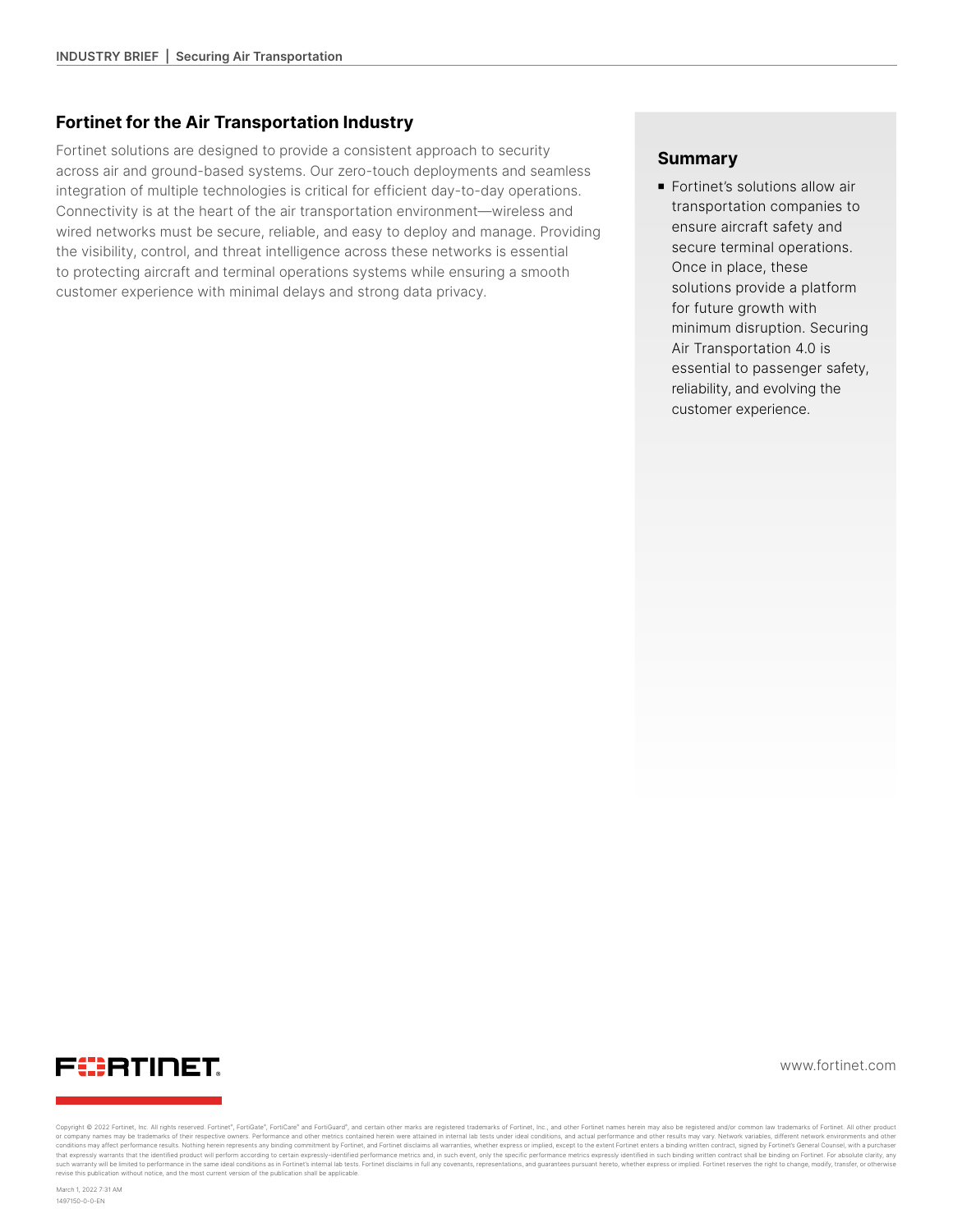## Fortinet for the Air Transportation Industry

Fortinet solutions are designed to provide a consistent approach to security across air and ground-based systems. Our zero-touch deployments and seamless integration of multiple technologies is critical for efficient day-to-day operations. Connectivity is at the heart of the air transportation environment—wireless and wired networks must be secure, reliable, and easy to deploy and manage. Providing the visibility, control, and threat intelligence across these networks is essential to protecting aircraft and terminal operations systems while ensuring a smooth customer experience with minimal delays and strong data privacy.

### Summary

- Fortinet's solutions allow air transportation companies to ensure aircraft safety and secure terminal operations. Once in place, these solutions provide a platform for future growth with minimum disruption. Securing Air Transportation 4.0 is essential to passenger safety, reliability, and evolving the customer experience.

www.fortinet.com

Copyright © 2022 Fortinet, Inc. All rights reserved. Fortinet®, FortiGate®, FortiCare® and FortiGuard®, and certain other marks are registered trademarks of Fortinet, Inc., and other Fortinet names herein may also be registered and/or common law trademarks of Fortinet. All other product or company names may be trademarks of their respective owners. Performance and other metrics contained herein were attained in internal lab tests under ideal conditions, and actual performance and other results may vary. Network variables, different network environments and other conditions may affect performance results. Nothing herein represents any binding commitment by Fortinet, and Fortinet disclaims all warranties, whether express or implied, except to the extent Fortinet enters a binding written contract, signed by Fortinet's General Counsel, with a purchaser that expressly warrants that the identified product will perform according to certain expressly-identified performance metrics and, in such event, only the specific performance metrics expressly identified in such binding written contract shall be binding on Fortinet. For absolute clarity, any such warranty will be limited to performance in the same ideal conditions as in Fortinet's internal lab tests. Fortinet disclaims in full any covenants, representations, and guarantees pursuant hereto, whether express or implied. Fortinet reserves the right to change, modify, transfer, or otherwise revise this publication without notice, and the most current version of the publication shall be applicable.

March 1, 2022 7:31 AM
1497150-0-0-EN